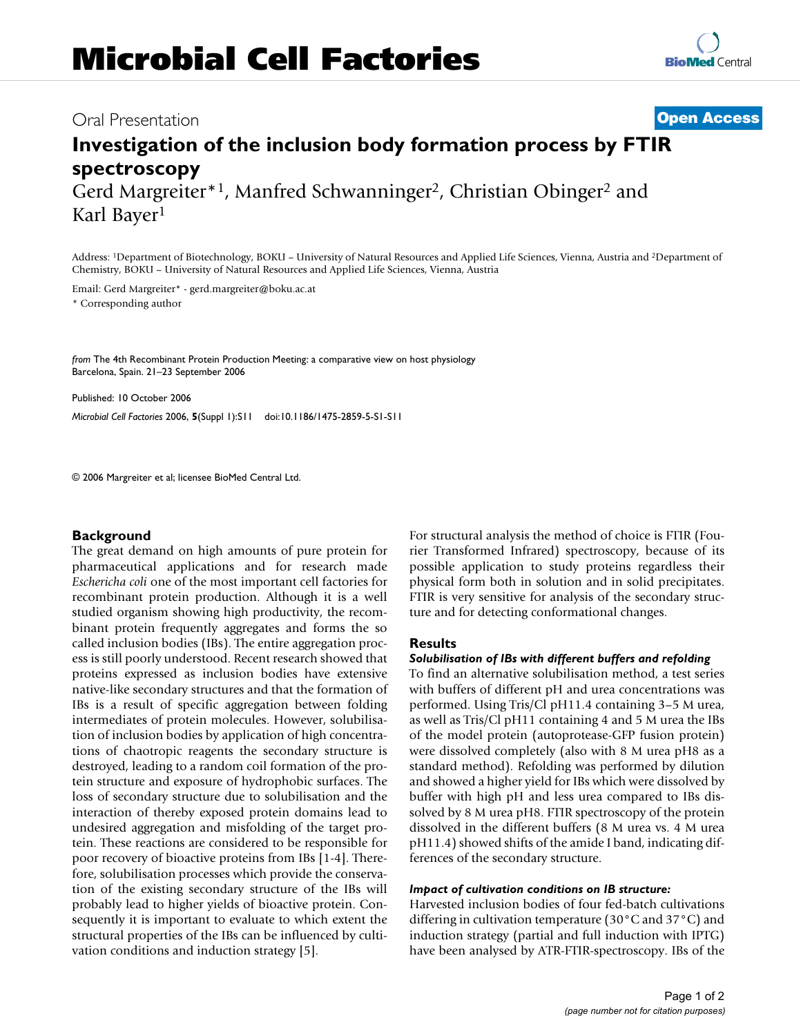# Investigation of the inclusion body formation process by FTIR spectroscopy

Gerd Margreiter*[1], Manfred Schwanninger[2], Christian Obinger[2] and Karl Bayer[1]

Address: [1]Department of Biotechnology, BOKU – University of Natural Resources and Applied Life Sciences, Vienna, Austria and [2]Department of Chemistry, BOKU – University of Natural Resources and Applied Life Sciences, Vienna, Austria

Email: Gerd Margreiter* - gerd.margreiter@boku.ac.at

* Corresponding author

*from* The 4th Recombinant Protein Production Meeting: a comparative view on host physiology
Barcelona, Spain. 21–23 September 2006

Published: 10 October 2006

*Microbial Cell Factories* 2006, **5**(Suppl 1):S11 doi:10.1186/1475-2859-5-S1-S11

© 2006 Margreiter et al; licensee BioMed Central Ltd.

## Background

The great demand on high amounts of pure protein for pharmaceutical applications and for research made *Eschericha coli* one of the most important cell factories for recombinant protein production. Although it is a well studied organism showing high productivity, the recombinant protein frequently aggregates and forms the so called inclusion bodies (IBs). The entire aggregation process is still poorly understood. Recent research showed that proteins expressed as inclusion bodies have extensive native-like secondary structures and that the formation of IBs is a result of specific aggregation between folding intermediates of protein molecules. However, solubilisation of inclusion bodies by application of high concentrations of chaotropic reagents the secondary structure is destroyed, leading to a random coil formation of the protein structure and exposure of hydrophobic surfaces. The loss of secondary structure due to solubilisation and the interaction of thereby exposed protein domains lead to undesired aggregation and misfolding of the target protein. These reactions are considered to be responsible for poor recovery of bioactive proteins from IBs [1-4]. Therefore, solubilisation processes which provide the conservation of the existing secondary structure of the IBs will probably lead to higher yields of bioactive protein. Consequently it is important to evaluate to which extent the structural properties of the IBs can be influenced by cultivation conditions and induction strategy [5].

For structural analysis the method of choice is FTIR (Fourier Transformed Infrared) spectroscopy, because of its possible application to study proteins regardless their physical form both in solution and in solid precipitates. FTIR is very sensitive for analysis of the secondary structure and for detecting conformational changes.

## Results

### *Solubilisation of IBs with different buffers and refolding*

To find an alternative solubilisation method, a test series with buffers of different pH and urea concentrations was performed. Using Tris/Cl pH11.4 containing 3–5 M urea, as well as Tris/Cl pH11 containing 4 and 5 M urea the IBs of the model protein (autoprotease-GFP fusion protein) were dissolved completely (also with 8 M urea pH8 as a standard method). Refolding was performed by dilution and showed a higher yield for IBs which were dissolved by buffer with high pH and less urea compared to IBs dissolved by 8 M urea pH8. FTIR spectroscopy of the protein dissolved in the different buffers (8 M urea vs. 4 M urea pH11.4) showed shifts of the amide I band, indicating differences of the secondary structure.

### *Impact of cultivation conditions on IB structure:*

Harvested inclusion bodies of four fed-batch cultivations differing in cultivation temperature (30°C and 37°C) and induction strategy (partial and full induction with IPTG) have been analysed by ATR-FTIR-spectroscopy. IBs of the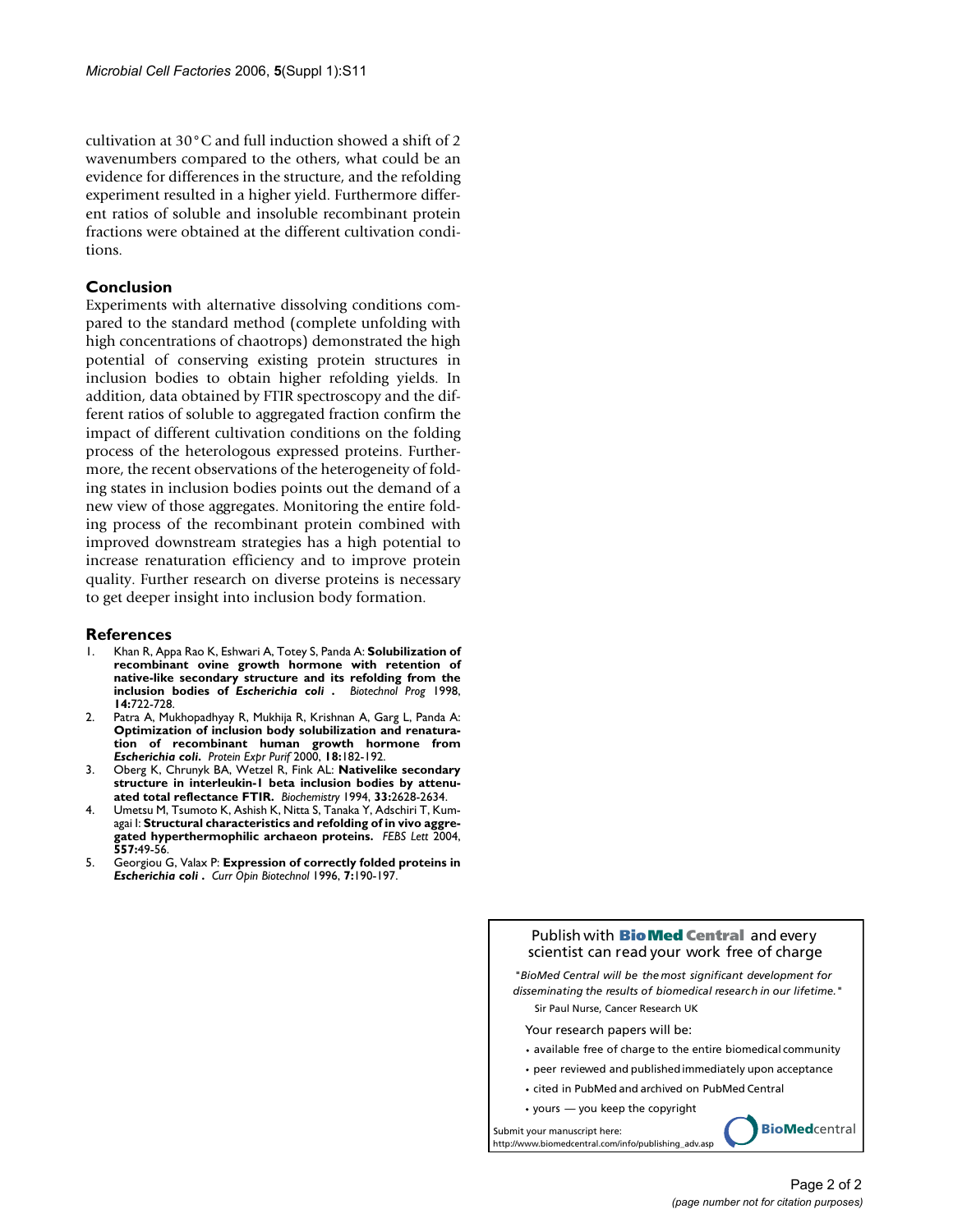cultivation at 30°C and full induction showed a shift of 2 wavenumbers compared to the others, what could be an evidence for differences in the structure, and the refolding experiment resulted in a higher yield. Furthermore different ratios of soluble and insoluble recombinant protein fractions were obtained at the different cultivation conditions.

## Conclusion

Experiments with alternative dissolving conditions compared to the standard method (complete unfolding with high concentrations of chaotrops) demonstrated the high potential of conserving existing protein structures in inclusion bodies to obtain higher refolding yields. In addition, data obtained by FTIR spectroscopy and the different ratios of soluble to aggregated fraction confirm the impact of different cultivation conditions on the folding process of the heterologous expressed proteins. Furthermore, the recent observations of the heterogeneity of folding states in inclusion bodies points out the demand of a new view of those aggregates. Monitoring the entire folding process of the recombinant protein combined with improved downstream strategies has a high potential to increase renaturation efficiency and to improve protein quality. Further research on diverse proteins is necessary to get deeper insight into inclusion body formation.

## References

1. Khan R, Appa Rao K, Eshwari A, Totey S, Panda A: **Solubilization of recombinant ovine growth hormone with retention of native-like secondary structure and its refolding from the inclusion bodies of *Escherichia coli* .** *Biotechnol Prog* 1998, **14:**722-728.
2. Patra A, Mukhopadhyay R, Mukhija R, Krishnan A, Garg L, Panda A: **Optimization of inclusion body solubilization and renaturation of recombinant human growth hormone from *Escherichia coli*.** *Protein Expr Purif* 2000, **18:**182-192.
3. Oberg K, Chrunyk BA, Wetzel R, Fink AL: **Nativelike secondary structure in interleukin-1 beta inclusion bodies by attenuated total reflectance FTIR.** *Biochemistry* 1994, **33:**2628-2634.
4. Umetsu M, Tsumoto K, Ashish K, Nitta S, Tanaka Y, Adschiri T, Kumagai I: **Structural characteristics and refolding of in vivo aggregated hyperthermophilic archaeon proteins.** *FEBS Lett* 2004, **557:**49-56.
5. Georgiou G, Valax P: **Expression of correctly folded proteins in *Escherichia coli* .** *Curr Opin Biotechnol* 1996, **7:**190-197.

Publish with **BioMed Central** and every scientist can read your work free of charge

*"BioMed Central will be the most significant development for disseminating the results of biomedical research in our lifetime."*

Sir Paul Nurse, Cancer Research UK

Your research papers will be:

- available free of charge to the entire biomedical community
- peer reviewed and published immediately upon acceptance
- cited in PubMed and archived on PubMed Central
- yours — you keep the copyright

Submit your manuscript here:
http://www.biomedcentral.com/info/publishing_adv.asp

**BioMed**central